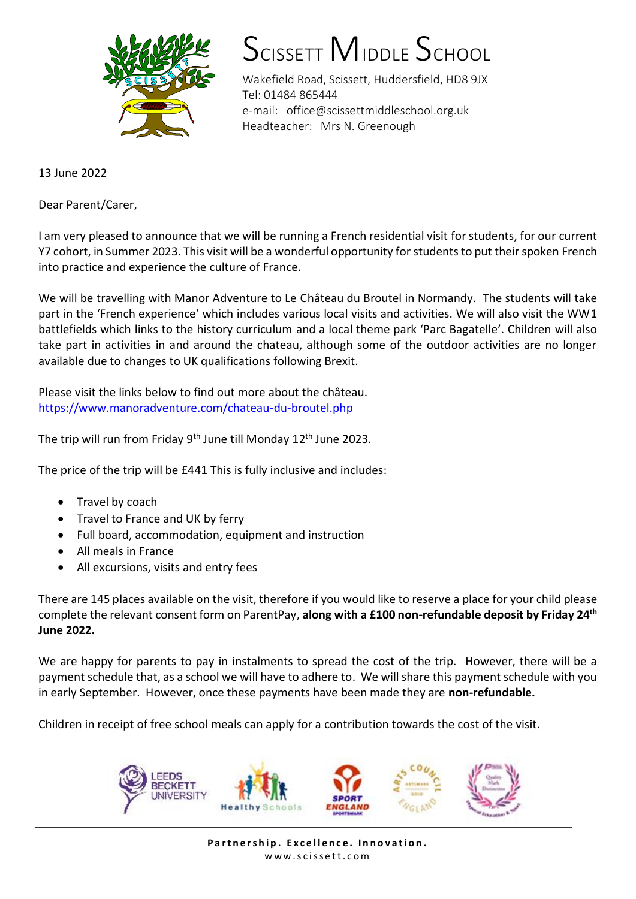# Scissett Middle School

Wakefield Road, Scissett, Huddersfield, HD8 9JX
Tel: 01484 865444
e-mail: office@scissettmiddleschool.org.uk
Headteacher: Mrs N. Greenough

13 June 2022

Dear Parent/Carer,

I am very pleased to announce that we will be running a French residential visit for students, for our current Y7 cohort, in Summer 2023. This visit will be a wonderful opportunity for students to put their spoken French into practice and experience the culture of France.

We will be travelling with Manor Adventure to Le Château du Broutel in Normandy. The students will take part in the 'French experience' which includes various local visits and activities. We will also visit the WW1 battlefields which links to the history curriculum and a local theme park 'Parc Bagatelle'. Children will also take part in activities in and around the chateau, although some of the outdoor activities are no longer available due to changes to UK qualifications following Brexit.

Please visit the links below to find out more about the château.
[https://www.manoradventure.com/chateau-du-broutel.php](https://www.manoradventure.com/chateau-du-broutel.php)

The trip will run from Friday 9th June till Monday 12th June 2023.

The price of the trip will be £441 This is fully inclusive and includes:

- Travel by coach
- Travel to France and UK by ferry
- Full board, accommodation, equipment and instruction
- All meals in France
- All excursions, visits and entry fees

There are 145 places available on the visit, therefore if you would like to reserve a place for your child please complete the relevant consent form on ParentPay, **along with a £100 non-refundable deposit by Friday 24th June 2022.**

We are happy for parents to pay in instalments to spread the cost of the trip. However, there will be a payment schedule that, as a school we will have to adhere to. We will share this payment schedule with you in early September. However, once these payments have been made they are **non-refundable.**

Children in receipt of free school meals can apply for a contribution towards the cost of the visit.

**Partnership. Excellence. Innovation.**
www.scissett.com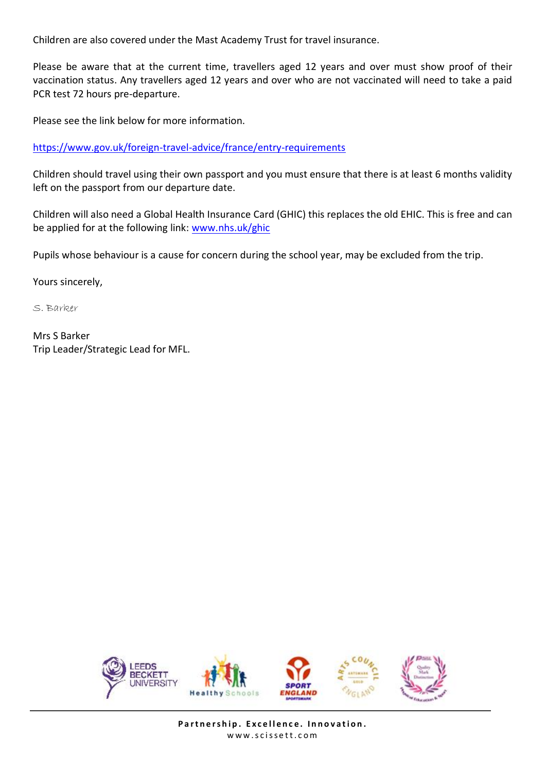Children are also covered under the Mast Academy Trust for travel insurance.

Please be aware that at the current time, travellers aged 12 years and over must show proof of their vaccination status. Any travellers aged 12 years and over who are not vaccinated will need to take a paid PCR test 72 hours pre-departure.

Please see the link below for more information.

https://www.gov.uk/foreign-travel-advice/france/entry-requirements

Children should travel using their own passport and you must ensure that there is at least 6 months validity left on the passport from our departure date.

Children will also need a Global Health Insurance Card (GHIC) this replaces the old EHIC. This is free and can be applied for at the following link: www.nhs.uk/ghic

Pupils whose behaviour is a cause for concern during the school year, may be excluded from the trip.

Yours sincerely,

S. Barker

Mrs S Barker
Trip Leader/Strategic Lead for MFL.

**Partnership. Excellence. Innovation.**
www.scissett.com